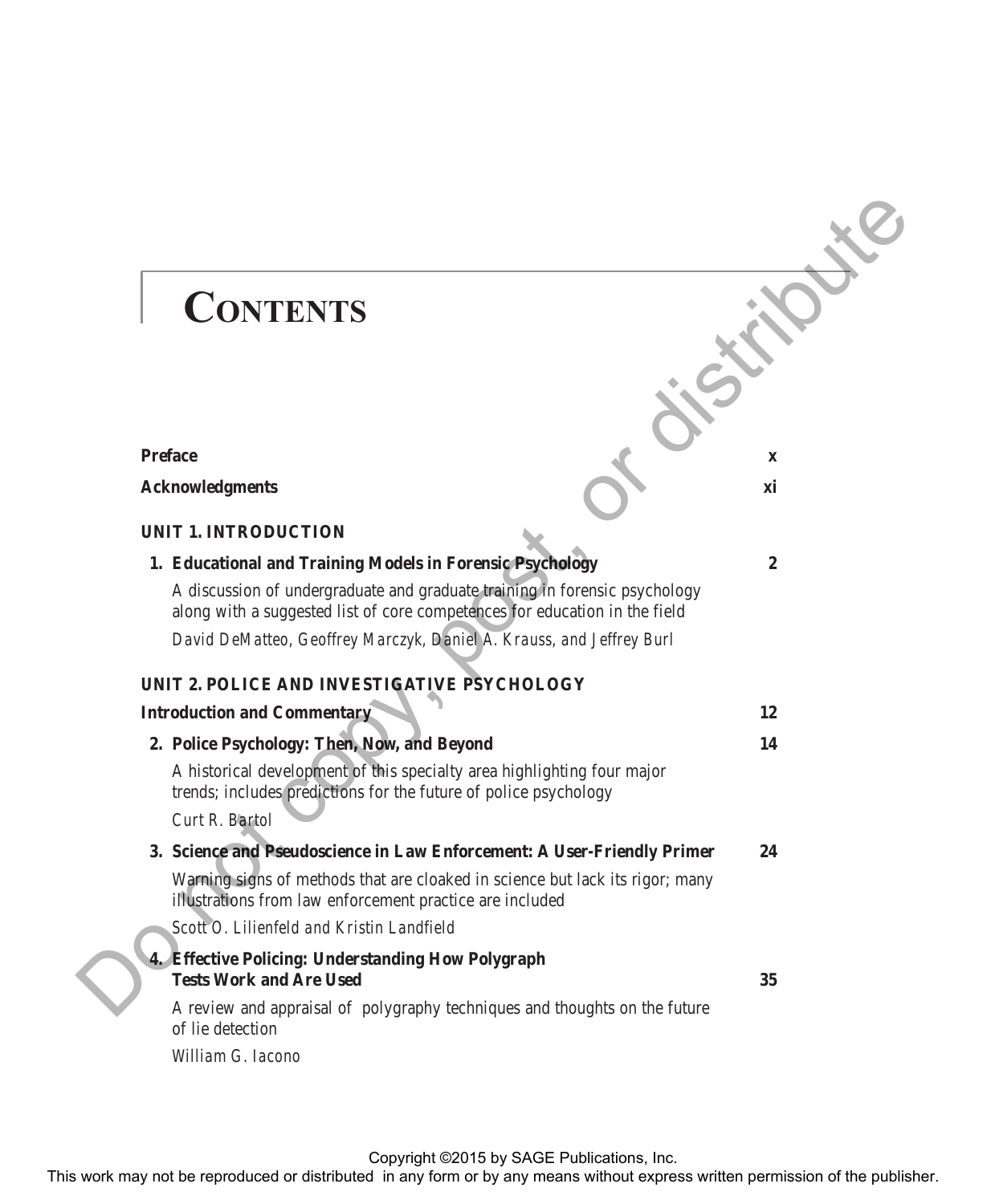# CONTENTS

**Preface** x

**Acknowledgments** xi

## UNIT 1. INTRODUCTION

**1. Educational and Training Models in Forensic Psychology** 2

A discussion of undergraduate and graduate training in forensic psychology along with a suggested list of core competences for education in the field

*David DeMatteo, Geoffrey Marczyk, Daniel A. Krauss, and Jeffrey Burl*

## UNIT 2. POLICE AND INVESTIGATIVE PSYCHOLOGY

**Introduction and Commentary** 12

**2. Police Psychology: Then, Now, and Beyond** 14

A historical development of this specialty area highlighting four major trends; includes predictions for the future of police psychology

*Curt R. Bartol*

**3. Science and Pseudoscience in Law Enforcement: A User-Friendly Primer** 24

Warning signs of methods that are cloaked in science but lack its rigor; many illustrations from law enforcement practice are included

*Scott O. Lilienfeld and Kristin Landfield*

**4. Effective Policing: Understanding How Polygraph Tests Work and Are Used** 35

A review and appraisal of polygraphy techniques and thoughts on the future of lie detection

*William G. Iacono*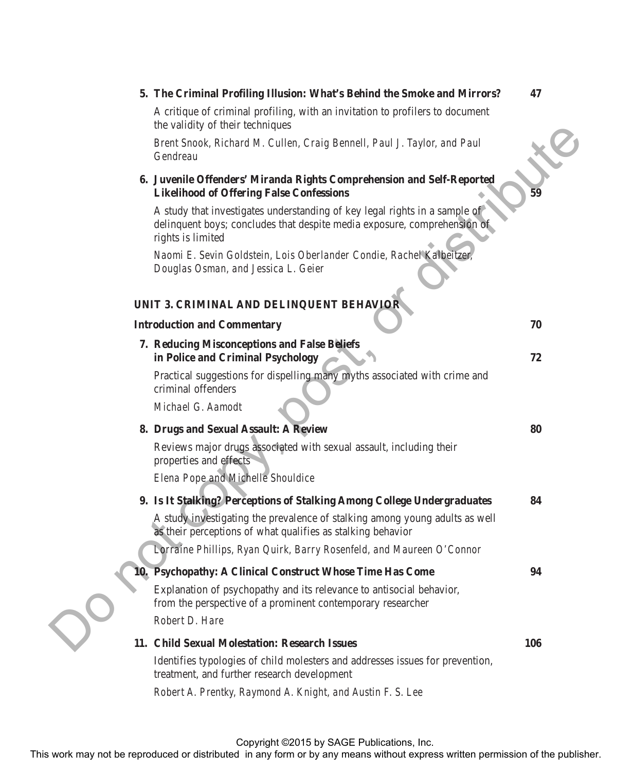**5. The Criminal Profiling Illusion: What's Behind the Smoke and Mirrors?** **47**

A critique of criminal profiling, with an invitation to profilers to document the validity of their techniques

*Brent Snook, Richard M. Cullen, Craig Bennell, Paul J. Taylor, and Paul Gendreau*

**6. Juvenile Offenders' Miranda Rights Comprehension and Self-Reported Likelihood of Offering False Confessions** **59**

A study that investigates understanding of key legal rights in a sample of delinquent boys; concludes that despite media exposure, comprehension of rights is limited

*Naomi E. Sevin Goldstein, Lois Oberlander Condie, Rachel Kalbeitzer, Douglas Osman, and Jessica L. Geier*

## UNIT 3. CRIMINAL AND DELINQUENT BEHAVIOR

**Introduction and Commentary** **70**

**7. Reducing Misconceptions and False Beliefs in Police and Criminal Psychology** **72**

Practical suggestions for dispelling many myths associated with crime and criminal offenders

*Michael G. Aamodt*

**8. Drugs and Sexual Assault: A Review** **80**

Reviews major drugs associated with sexual assault, including their properties and effects

*Elena Pope and Michelle Shouldice*

**9. Is It Stalking? Perceptions of Stalking Among College Undergraduates** **84**

A study investigating the prevalence of stalking among young adults as well as their perceptions of what qualifies as stalking behavior

*Lorraine Phillips, Ryan Quirk, Barry Rosenfeld, and Maureen O'Connor*

**10. Psychopathy: A Clinical Construct Whose Time Has Come** **94**

Explanation of psychopathy and its relevance to antisocial behavior, from the perspective of a prominent contemporary researcher

*Robert D. Hare*

**11. Child Sexual Molestation: Research Issues** **106**

Identifies typologies of child molesters and addresses issues for prevention, treatment, and further research development

*Robert A. Prentky, Raymond A. Knight, and Austin F. S. Lee*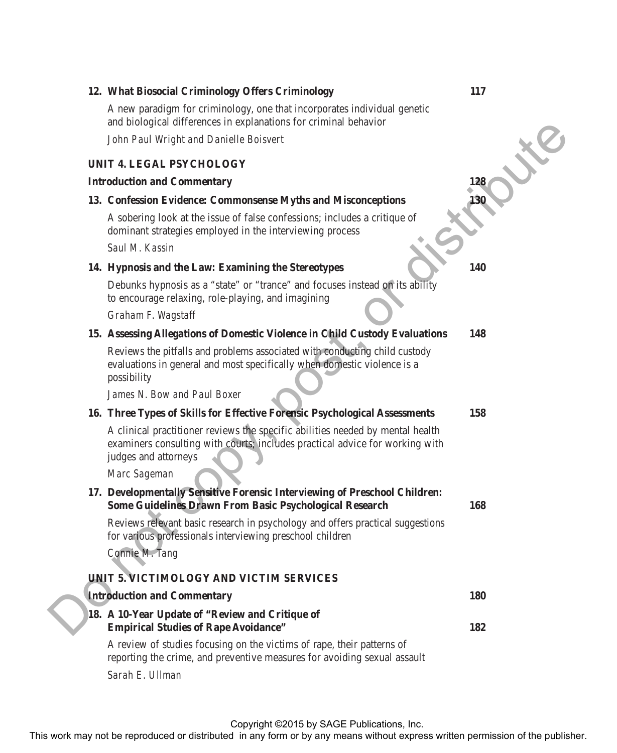**12. What Biosocial Criminology Offers Criminology** 117

A new paradigm for criminology, one that incorporates individual genetic and biological differences in explanations for criminal behavior

*John Paul Wright and Danielle Boisvert*

## UNIT 4. LEGAL PSYCHOLOGY

**Introduction and Commentary** 128

**13. Confession Evidence: Commonsense Myths and Misconceptions** 130

A sobering look at the issue of false confessions; includes a critique of dominant strategies employed in the interviewing process

*Saul M. Kassin*

**14. Hypnosis and the Law: Examining the Stereotypes** 140

Debunks hypnosis as a "state" or "trance" and focuses instead on its ability to encourage relaxing, role-playing, and imagining

*Graham F. Wagstaff*

**15. Assessing Allegations of Domestic Violence in Child Custody Evaluations** 148

Reviews the pitfalls and problems associated with conducting child custody evaluations in general and most specifically when domestic violence is a possibility

*James N. Bow and Paul Boxer*

**16. Three Types of Skills for Effective Forensic Psychological Assessments** 158

A clinical practitioner reviews the specific abilities needed by mental health examiners consulting with courts; includes practical advice for working with judges and attorneys

*Marc Sageman*

**17. Developmentally Sensitive Forensic Interviewing of Preschool Children: Some Guidelines Drawn From Basic Psychological Research** 168

Reviews relevant basic research in psychology and offers practical suggestions for various professionals interviewing preschool children

*Connie M. Tang*

## UNIT 5. VICTIMOLOGY AND VICTIM SERVICES

**Introduction and Commentary** 180

**18. A 10-Year Update of "Review and Critique of Empirical Studies of Rape Avoidance"** 182

A review of studies focusing on the victims of rape, their patterns of reporting the crime, and preventive measures for avoiding sexual assault

*Sarah E. Ullman*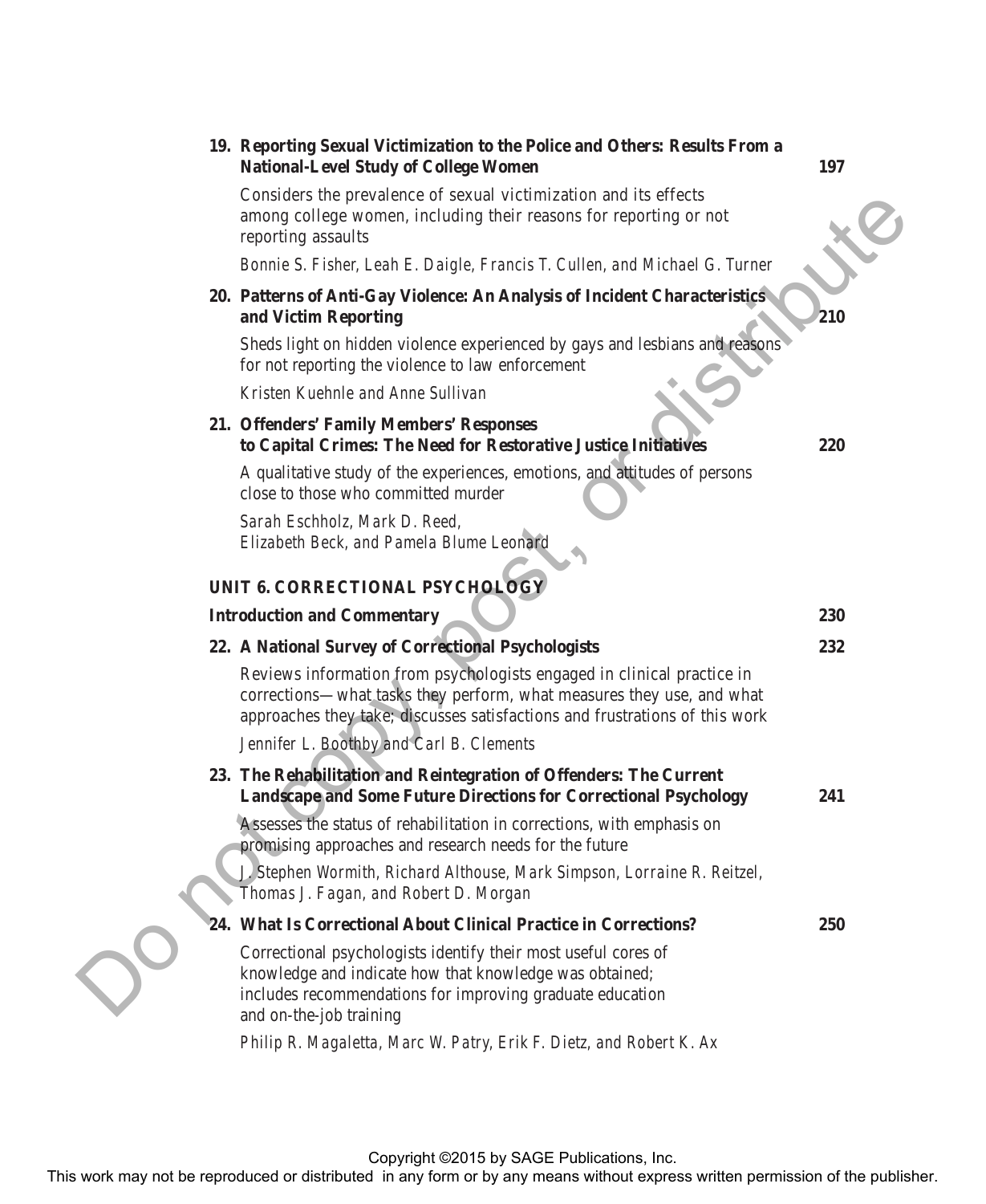**19. Reporting Sexual Victimization to the Police and Others: Results From a National-Level Study of College Women** **197**

Considers the prevalence of sexual victimization and its effects among college women, including their reasons for reporting or not reporting assaults

*Bonnie S. Fisher, Leah E. Daigle, Francis T. Cullen, and Michael G. Turner*

**20. Patterns of Anti-Gay Violence: An Analysis of Incident Characteristics and Victim Reporting** **210**

Sheds light on hidden violence experienced by gays and lesbians and reasons for not reporting the violence to law enforcement

*Kristen Kuehnle and Anne Sullivan*

**21. Offenders' Family Members' Responses to Capital Crimes: The Need for Restorative Justice Initiatives** **220**

A qualitative study of the experiences, emotions, and attitudes of persons close to those who committed murder

*Sarah Eschholz, Mark D. Reed, Elizabeth Beck, and Pamela Blume Leonard*

## UNIT 6. CORRECTIONAL PSYCHOLOGY

**Introduction and Commentary** **230**

**22. A National Survey of Correctional Psychologists** **232**

Reviews information from psychologists engaged in clinical practice in corrections—what tasks they perform, what measures they use, and what approaches they take; discusses satisfactions and frustrations of this work

*Jennifer L. Boothby and Carl B. Clements*

**23. The Rehabilitation and Reintegration of Offenders: The Current Landscape and Some Future Directions for Correctional Psychology** **241**

Assesses the status of rehabilitation in corrections, with emphasis on promising approaches and research needs for the future

*J. Stephen Wormith, Richard Althouse, Mark Simpson, Lorraine R. Reitzel, Thomas J. Fagan, and Robert D. Morgan*

**24. What Is Correctional About Clinical Practice in Corrections?** **250**

Correctional psychologists identify their most useful cores of knowledge and indicate how that knowledge was obtained; includes recommendations for improving graduate education and on-the-job training

*Philip R. Magaletta, Marc W. Patry, Erik F. Dietz, and Robert K. Ax*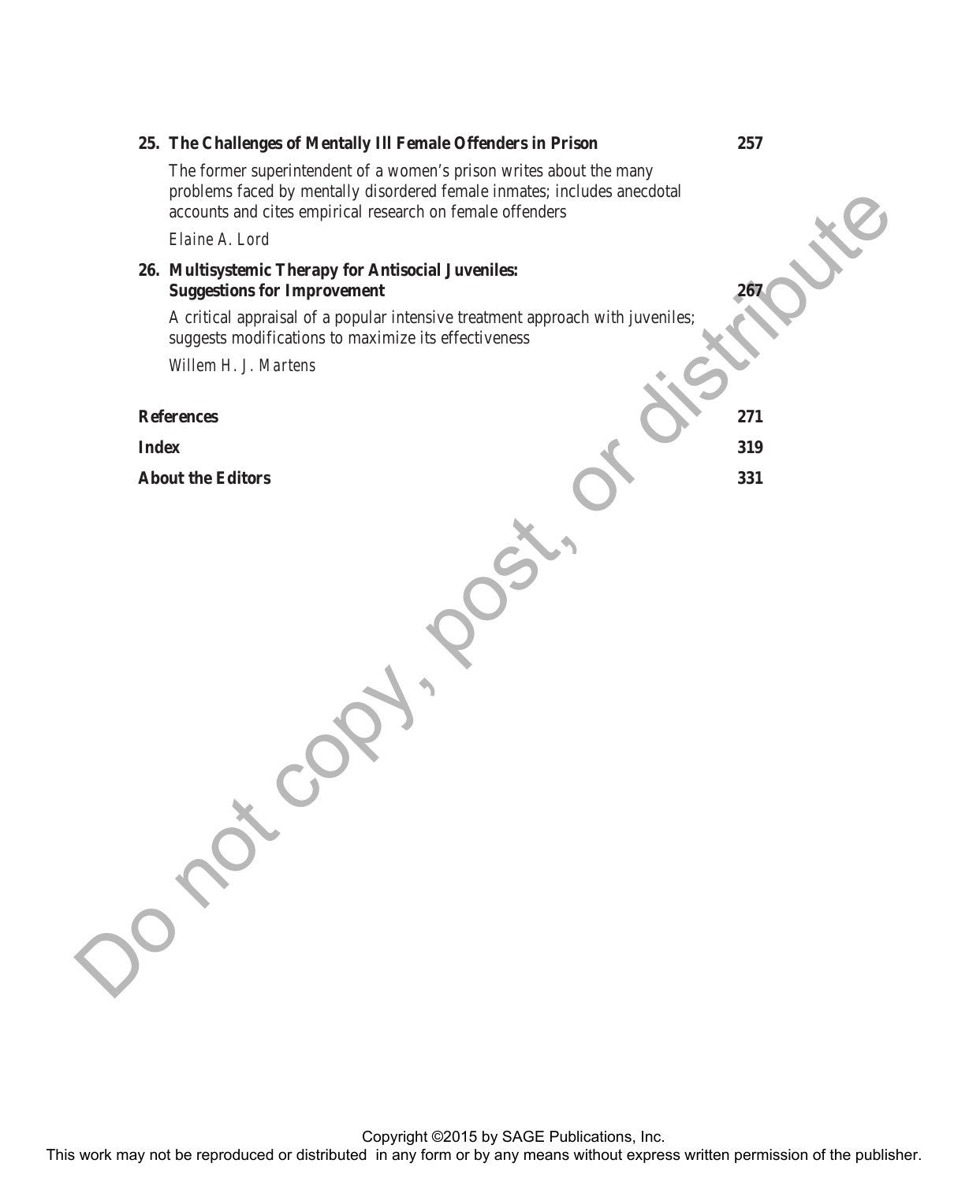**25. The Challenges of Mentally Ill Female Offenders in Prison** **257**

The former superintendent of a women's prison writes about the many problems faced by mentally disordered female inmates; includes anecdotal accounts and cites empirical research on female offenders

*Elaine A. Lord*

**26. Multisystemic Therapy for Antisocial Juveniles: Suggestions for Improvement** **267**

A critical appraisal of a popular intensive treatment approach with juveniles; suggests modifications to maximize its effectiveness

*Willem H. J. Martens*

**References** **271**

**Index** **319**

**About the Editors** **331**